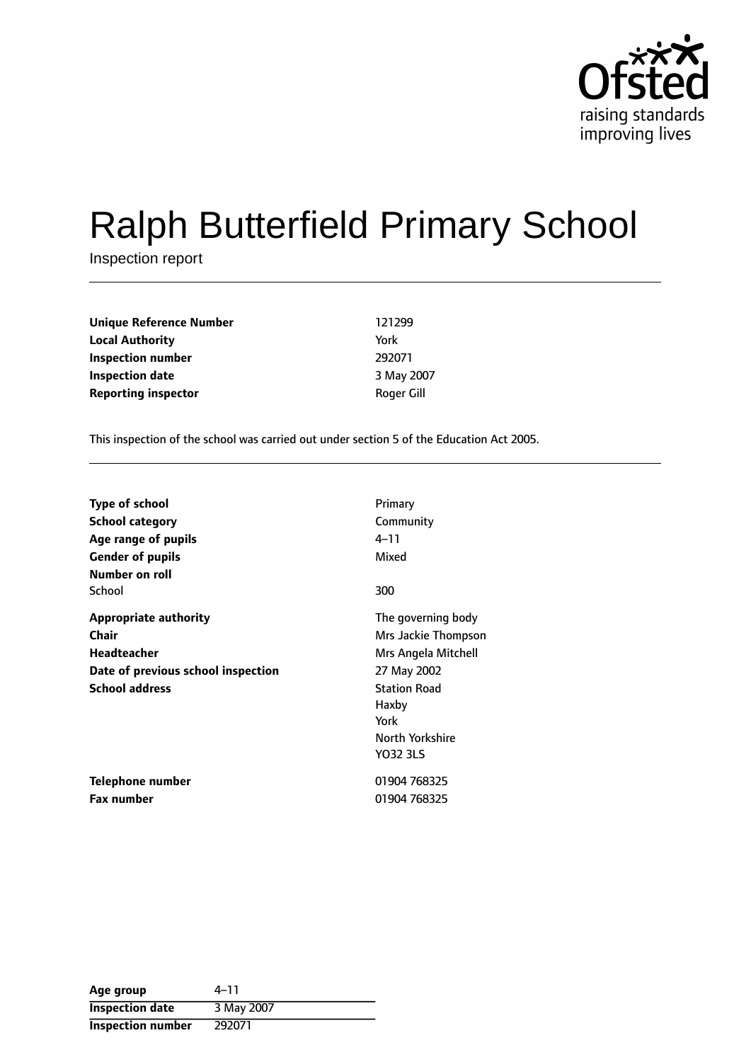# Ralph Butterfield Primary School

Inspection report

| | |
|---|---|
| **Unique Reference Number** | 121299 |
| **Local Authority** | York |
| **Inspection number** | 292071 |
| **Inspection date** | 3 May 2007 |
| **Reporting inspector** | Roger Gill |

This inspection of the school was carried out under section 5 of the Education Act 2005.

| | |
|---|---|
| **Type of school** | Primary |
| **School category** | Community |
| **Age range of pupils** | 4–11 |
| **Gender of pupils** | Mixed |
| **Number on roll** | |
| School | 300 |
| **Appropriate authority** | The governing body |
| **Chair** | Mrs Jackie Thompson |
| **Headteacher** | Mrs Angela Mitchell |
| **Date of previous school inspection** | 27 May 2002 |
| **School address** | Station Road<br>Haxby<br>York<br>North Yorkshire<br>YO32 3LS |
| **Telephone number** | 01904 768325 |
| **Fax number** | 01904 768325 |

| | |
|---|---|
| **Age group** | 4–11 |
| **Inspection date** | 3 May 2007 |
| **Inspection number** | 292071 |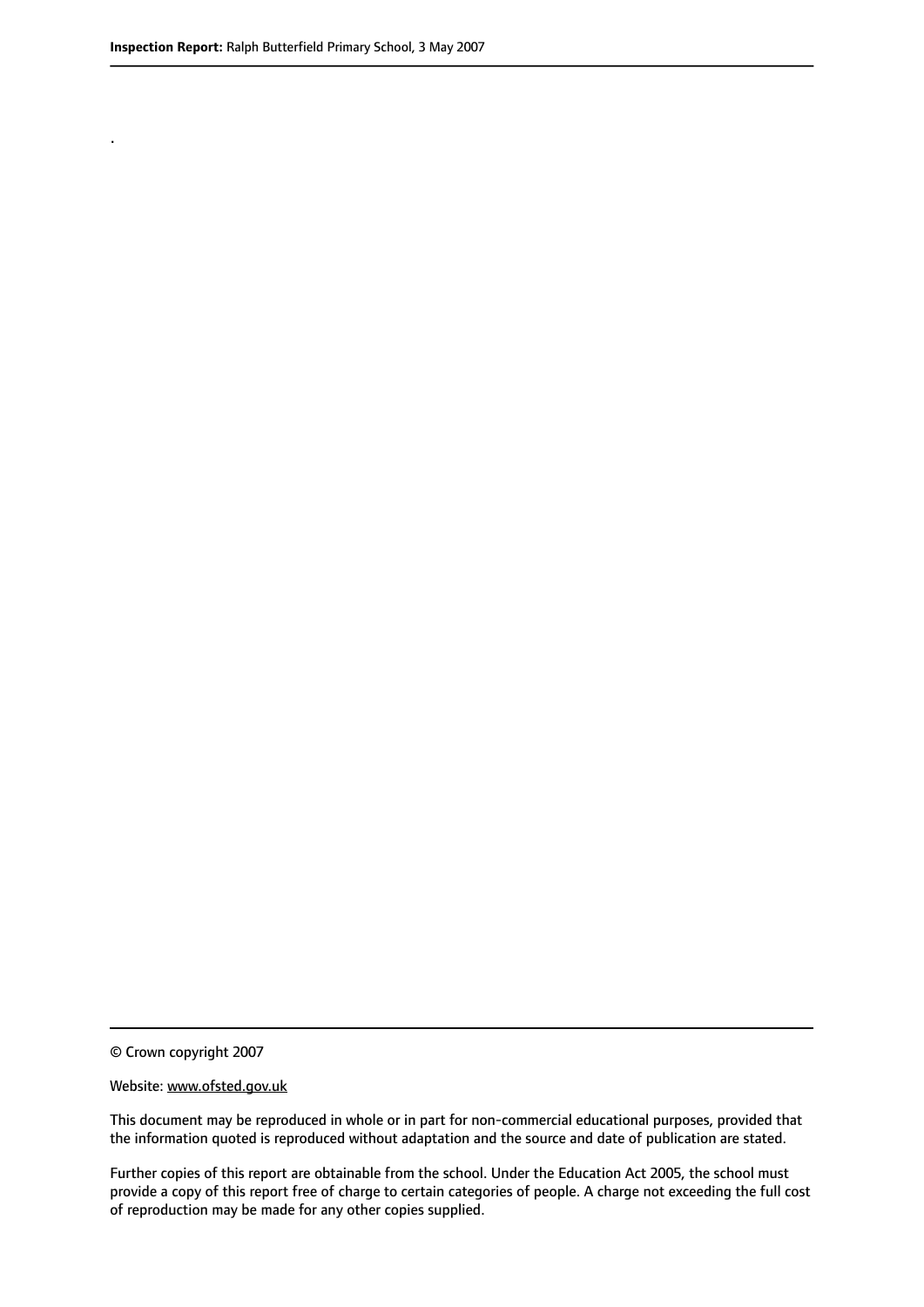.

© Crown copyright 2007

Website: www.ofsted.gov.uk

This document may be reproduced in whole or in part for non-commercial educational purposes, provided that the information quoted is reproduced without adaptation and the source and date of publication are stated.

Further copies of this report are obtainable from the school. Under the Education Act 2005, the school must provide a copy of this report free of charge to certain categories of people. A charge not exceeding the full cost of reproduction may be made for any other copies supplied.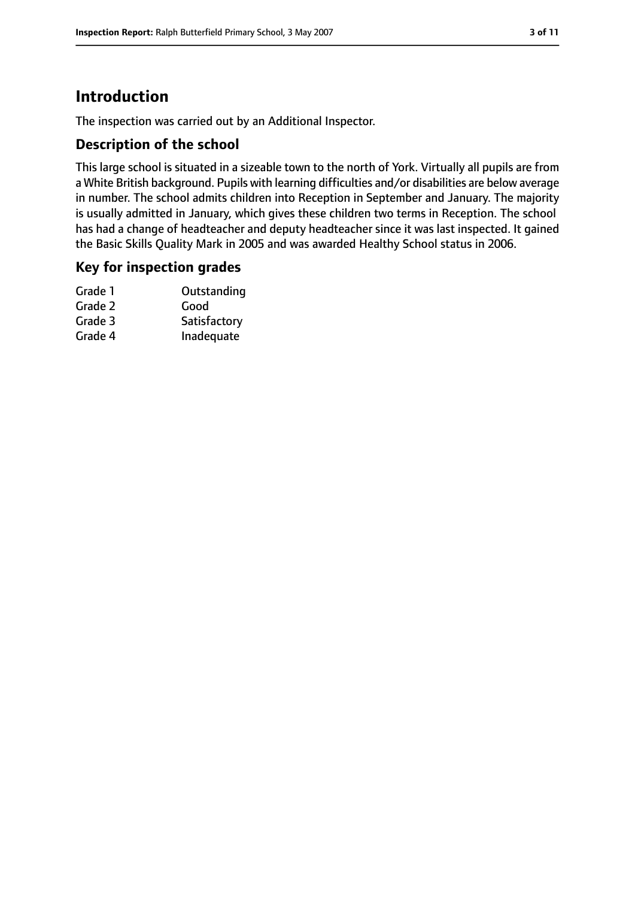# Introduction

The inspection was carried out by an Additional Inspector.

## Description of the school

This large school is situated in a sizeable town to the north of York. Virtually all pupils are from a White British background. Pupils with learning difficulties and/or disabilities are below average in number. The school admits children into Reception in September and January. The majority is usually admitted in January, which gives these children two terms in Reception. The school has had a change of headteacher and deputy headteacher since it was last inspected. It gained the Basic Skills Quality Mark in 2005 and was awarded Healthy School status in 2006.

## Key for inspection grades

| | |
|---|---|
| Grade 1 | Outstanding |
| Grade 2 | Good |
| Grade 3 | Satisfactory |
| Grade 4 | Inadequate |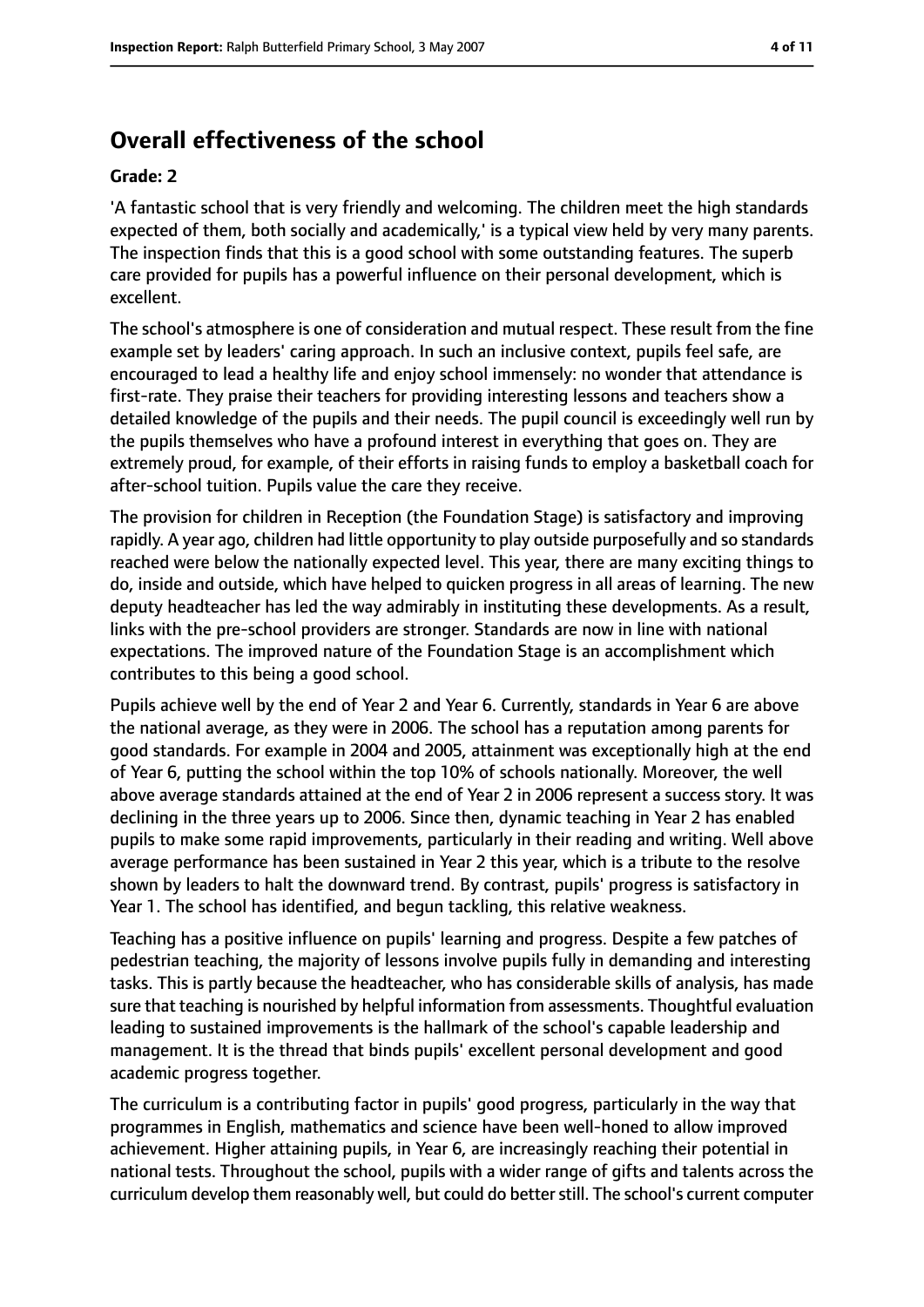## Overall effectiveness of the school

### Grade: 2

'A fantastic school that is very friendly and welcoming. The children meet the high standards expected of them, both socially and academically,' is a typical view held by very many parents. The inspection finds that this is a good school with some outstanding features. The superb care provided for pupils has a powerful influence on their personal development, which is excellent.

The school's atmosphere is one of consideration and mutual respect. These result from the fine example set by leaders' caring approach. In such an inclusive context, pupils feel safe, are encouraged to lead a healthy life and enjoy school immensely: no wonder that attendance is first-rate. They praise their teachers for providing interesting lessons and teachers show a detailed knowledge of the pupils and their needs. The pupil council is exceedingly well run by the pupils themselves who have a profound interest in everything that goes on. They are extremely proud, for example, of their efforts in raising funds to employ a basketball coach for after-school tuition. Pupils value the care they receive.

The provision for children in Reception (the Foundation Stage) is satisfactory and improving rapidly. A year ago, children had little opportunity to play outside purposefully and so standards reached were below the nationally expected level. This year, there are many exciting things to do, inside and outside, which have helped to quicken progress in all areas of learning. The new deputy headteacher has led the way admirably in instituting these developments. As a result, links with the pre-school providers are stronger. Standards are now in line with national expectations. The improved nature of the Foundation Stage is an accomplishment which contributes to this being a good school.

Pupils achieve well by the end of Year 2 and Year 6. Currently, standards in Year 6 are above the national average, as they were in 2006. The school has a reputation among parents for good standards. For example in 2004 and 2005, attainment was exceptionally high at the end of Year 6, putting the school within the top 10% of schools nationally. Moreover, the well above average standards attained at the end of Year 2 in 2006 represent a success story. It was declining in the three years up to 2006. Since then, dynamic teaching in Year 2 has enabled pupils to make some rapid improvements, particularly in their reading and writing. Well above average performance has been sustained in Year 2 this year, which is a tribute to the resolve shown by leaders to halt the downward trend. By contrast, pupils' progress is satisfactory in Year 1. The school has identified, and begun tackling, this relative weakness.

Teaching has a positive influence on pupils' learning and progress. Despite a few patches of pedestrian teaching, the majority of lessons involve pupils fully in demanding and interesting tasks. This is partly because the headteacher, who has considerable skills of analysis, has made sure that teaching is nourished by helpful information from assessments. Thoughtful evaluation leading to sustained improvements is the hallmark of the school's capable leadership and management. It is the thread that binds pupils' excellent personal development and good academic progress together.

The curriculum is a contributing factor in pupils' good progress, particularly in the way that programmes in English, mathematics and science have been well-honed to allow improved achievement. Higher attaining pupils, in Year 6, are increasingly reaching their potential in national tests. Throughout the school, pupils with a wider range of gifts and talents across the curriculum develop them reasonably well, but could do better still. The school's current computer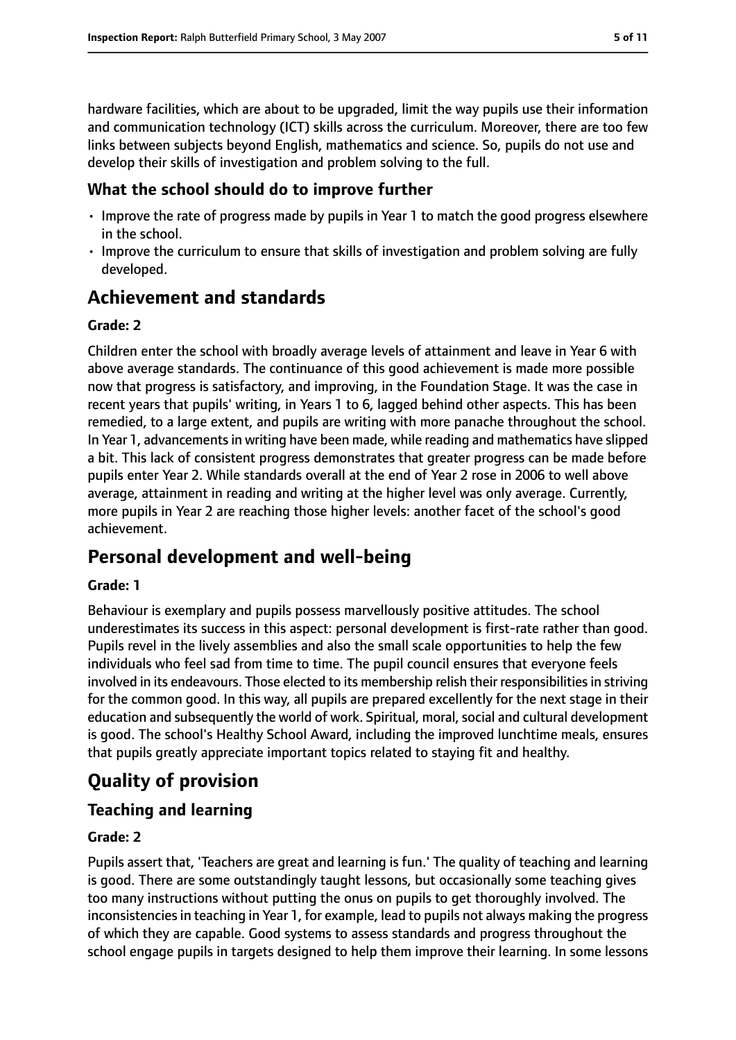hardware facilities, which are about to be upgraded, limit the way pupils use their information and communication technology (ICT) skills across the curriculum. Moreover, there are too few links between subjects beyond English, mathematics and science. So, pupils do not use and develop their skills of investigation and problem solving to the full.

### What the school should do to improve further

- Improve the rate of progress made by pupils in Year 1 to match the good progress elsewhere in the school.
- Improve the curriculum to ensure that skills of investigation and problem solving are fully developed.

## Achievement and standards

**Grade: 2**

Children enter the school with broadly average levels of attainment and leave in Year 6 with above average standards. The continuance of this good achievement is made more possible now that progress is satisfactory, and improving, in the Foundation Stage. It was the case in recent years that pupils' writing, in Years 1 to 6, lagged behind other aspects. This has been remedied, to a large extent, and pupils are writing with more panache throughout the school. In Year 1, advancements in writing have been made, while reading and mathematics have slipped a bit. This lack of consistent progress demonstrates that greater progress can be made before pupils enter Year 2. While standards overall at the end of Year 2 rose in 2006 to well above average, attainment in reading and writing at the higher level was only average. Currently, more pupils in Year 2 are reaching those higher levels: another facet of the school's good achievement.

## Personal development and well-being

**Grade: 1**

Behaviour is exemplary and pupils possess marvellously positive attitudes. The school underestimates its success in this aspect: personal development is first-rate rather than good. Pupils revel in the lively assemblies and also the small scale opportunities to help the few individuals who feel sad from time to time. The pupil council ensures that everyone feels involved in its endeavours. Those elected to its membership relish their responsibilities in striving for the common good. In this way, all pupils are prepared excellently for the next stage in their education and subsequently the world of work. Spiritual, moral, social and cultural development is good. The school's Healthy School Award, including the improved lunchtime meals, ensures that pupils greatly appreciate important topics related to staying fit and healthy.

# Quality of provision

## Teaching and learning

**Grade: 2**

Pupils assert that, 'Teachers are great and learning is fun.' The quality of teaching and learning is good. There are some outstandingly taught lessons, but occasionally some teaching gives too many instructions without putting the onus on pupils to get thoroughly involved. The inconsistencies in teaching in Year 1, for example, lead to pupils not always making the progress of which they are capable. Good systems to assess standards and progress throughout the school engage pupils in targets designed to help them improve their learning. In some lessons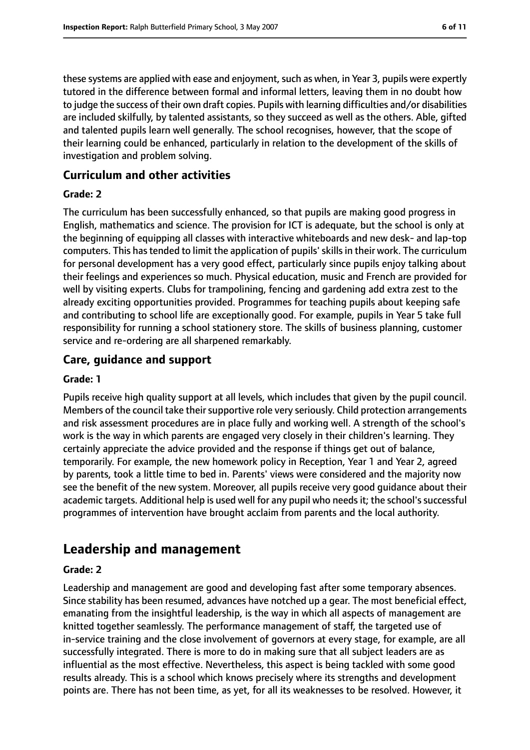these systems are applied with ease and enjoyment, such as when, in Year 3, pupils were expertly tutored in the difference between formal and informal letters, leaving them in no doubt how to judge the success of their own draft copies. Pupils with learning difficulties and/or disabilities are included skilfully, by talented assistants, so they succeed as well as the others. Able, gifted and talented pupils learn well generally. The school recognises, however, that the scope of their learning could be enhanced, particularly in relation to the development of the skills of investigation and problem solving.

### Curriculum and other activities

#### Grade: 2

The curriculum has been successfully enhanced, so that pupils are making good progress in English, mathematics and science. The provision for ICT is adequate, but the school is only at the beginning of equipping all classes with interactive whiteboards and new desk- and lap-top computers. This has tended to limit the application of pupils' skills in their work. The curriculum for personal development has a very good effect, particularly since pupils enjoy talking about their feelings and experiences so much. Physical education, music and French are provided for well by visiting experts. Clubs for trampolining, fencing and gardening add extra zest to the already exciting opportunities provided. Programmes for teaching pupils about keeping safe and contributing to school life are exceptionally good. For example, pupils in Year 5 take full responsibility for running a school stationery store. The skills of business planning, customer service and re-ordering are all sharpened remarkably.

### Care, guidance and support

#### Grade: 1

Pupils receive high quality support at all levels, which includes that given by the pupil council. Members of the council take their supportive role very seriously. Child protection arrangements and risk assessment procedures are in place fully and working well. A strength of the school's work is the way in which parents are engaged very closely in their children's learning. They certainly appreciate the advice provided and the response if things get out of balance, temporarily. For example, the new homework policy in Reception, Year 1 and Year 2, agreed by parents, took a little time to bed in. Parents' views were considered and the majority now see the benefit of the new system. Moreover, all pupils receive very good guidance about their academic targets. Additional help is used well for any pupil who needs it; the school's successful programmes of intervention have brought acclaim from parents and the local authority.

## Leadership and management

#### Grade: 2

Leadership and management are good and developing fast after some temporary absences. Since stability has been resumed, advances have notched up a gear. The most beneficial effect, emanating from the insightful leadership, is the way in which all aspects of management are knitted together seamlessly. The performance management of staff, the targeted use of in-service training and the close involvement of governors at every stage, for example, are all successfully integrated. There is more to do in making sure that all subject leaders are as influential as the most effective. Nevertheless, this aspect is being tackled with some good results already. This is a school which knows precisely where its strengths and development points are. There has not been time, as yet, for all its weaknesses to be resolved. However, it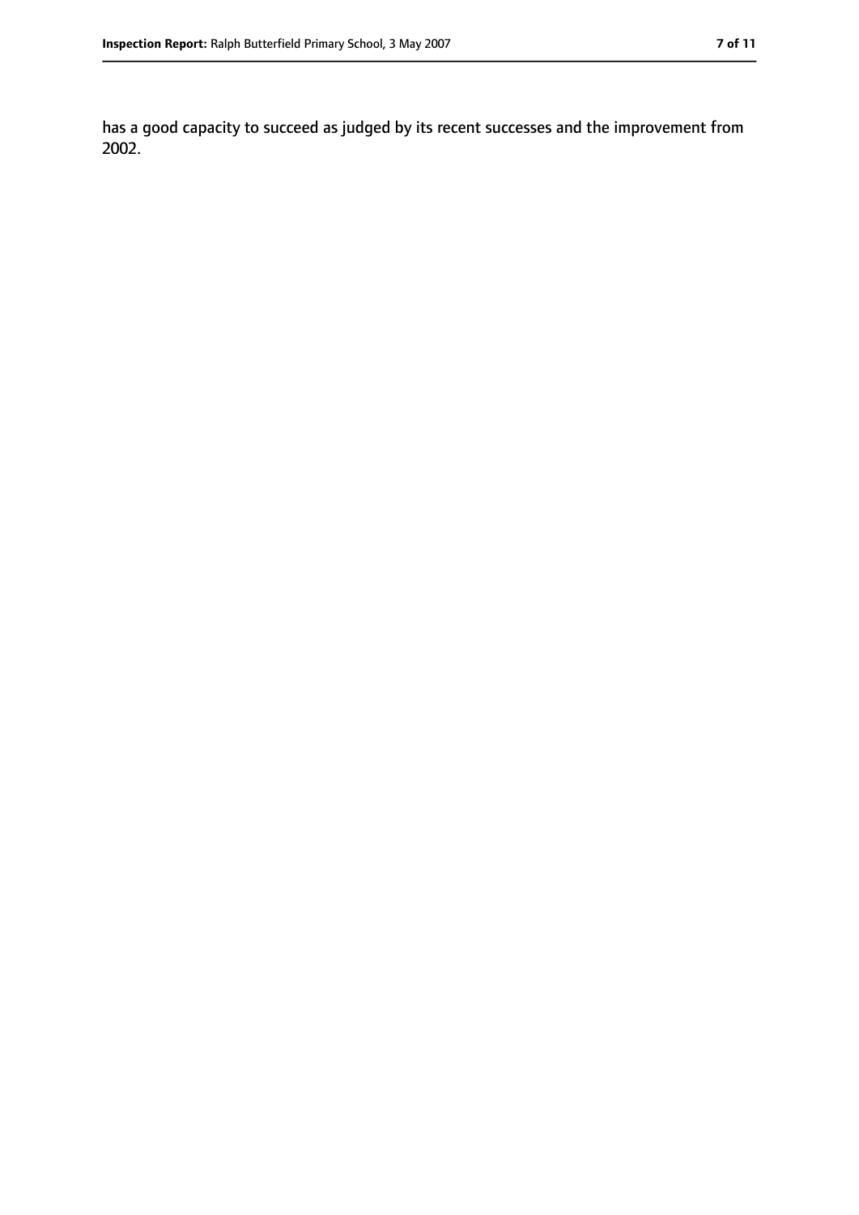has a good capacity to succeed as judged by its recent successes and the improvement from 2002.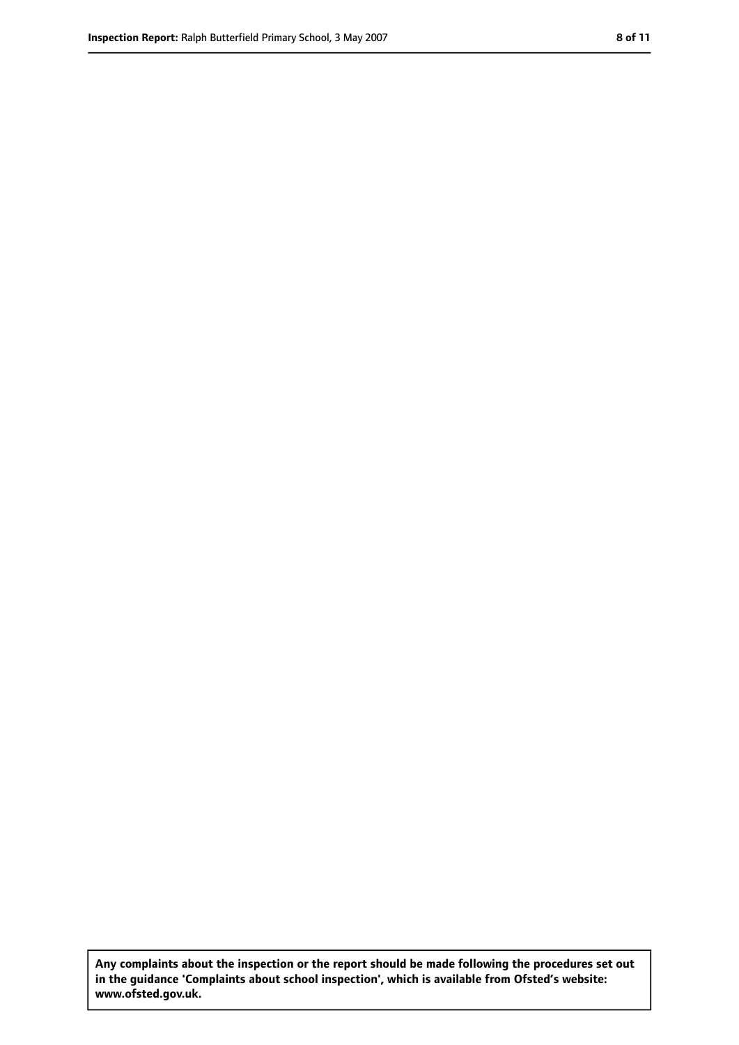**Any complaints about the inspection or the report should be made following the procedures set out in the guidance 'Complaints about school inspection', which is available from Ofsted's website: www.ofsted.gov.uk.**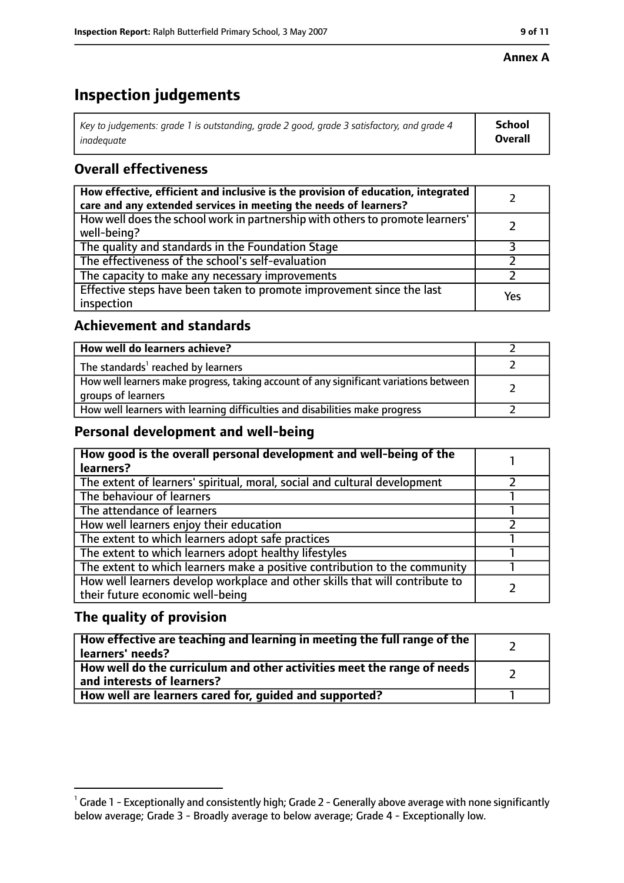**Annex A**

# Inspection judgements

| *Key to judgements: grade 1 is outstanding, grade 2 good, grade 3 satisfactory, and grade 4 inadequate* | **School Overall** |
|---|---|

## Overall effectiveness

| | |
|---|---|
| **How effective, efficient and inclusive is the provision of education, integrated care and any extended services in meeting the needs of learners?** | 2 |
| How well does the school work in partnership with others to promote learners' well-being? | 2 |
| The quality and standards in the Foundation Stage | 3 |
| The effectiveness of the school's self-evaluation | 2 |
| The capacity to make any necessary improvements | 2 |
| Effective steps have been taken to promote improvement since the last inspection | Yes |

## Achievement and standards

| | |
|---|---|
| **How well do learners achieve?** | 2 |
| The standards[1] reached by learners | 2 |
| How well learners make progress, taking account of any significant variations between groups of learners | 2 |
| How well learners with learning difficulties and disabilities make progress | 2 |

## Personal development and well-being

| | |
|---|---|
| **How good is the overall personal development and well-being of the learners?** | 1 |
| The extent of learners' spiritual, moral, social and cultural development | 2 |
| The behaviour of learners | 1 |
| The attendance of learners | 1 |
| How well learners enjoy their education | 2 |
| The extent to which learners adopt safe practices | 1 |
| The extent to which learners adopt healthy lifestyles | 1 |
| The extent to which learners make a positive contribution to the community | 1 |
| How well learners develop workplace and other skills that will contribute to their future economic well-being | 2 |

## The quality of provision

| | |
|---|---|
| **How effective are teaching and learning in meeting the full range of the learners' needs?** | 2 |
| **How well do the curriculum and other activities meet the range of needs and interests of learners?** | 2 |
| **How well are learners cared for, guided and supported?** | 1 |

[1] Grade 1 - Exceptionally and consistently high; Grade 2 - Generally above average with none significantly below average; Grade 3 - Broadly average to below average; Grade 4 - Exceptionally low.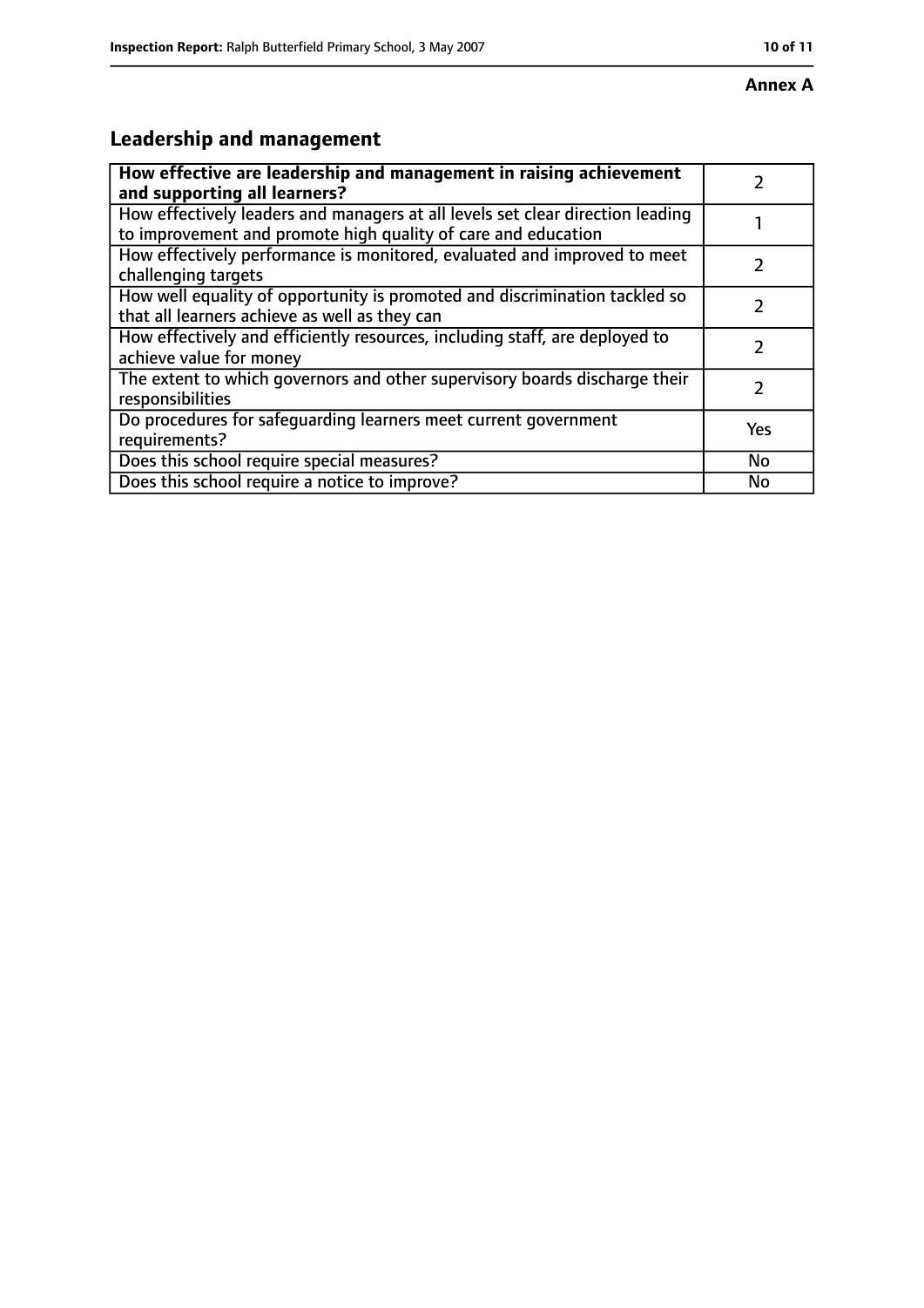**Annex A**

## Leadership and management

| **How effective are leadership and management in raising achievement and supporting all learners?** | 2 |
|---|---|
| How effectively leaders and managers at all levels set clear direction leading to improvement and promote high quality of care and education | 1 |
| How effectively performance is monitored, evaluated and improved to meet challenging targets | 2 |
| How well equality of opportunity is promoted and discrimination tackled so that all learners achieve as well as they can | 2 |
| How effectively and efficiently resources, including staff, are deployed to achieve value for money | 2 |
| The extent to which governors and other supervisory boards discharge their responsibilities | 2 |
| Do procedures for safeguarding learners meet current government requirements? | Yes |
| Does this school require special measures? | No |
| Does this school require a notice to improve? | No |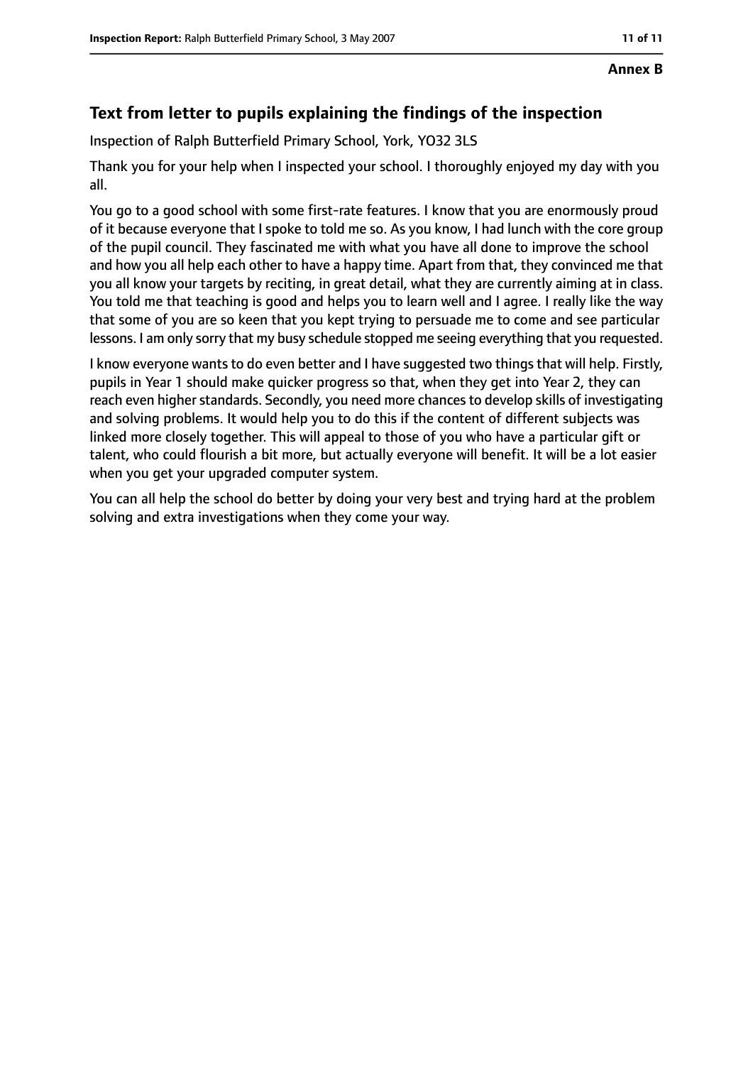**Annex B**

## Text from letter to pupils explaining the findings of the inspection

Inspection of Ralph Butterfield Primary School, York, YO32 3LS

Thank you for your help when I inspected your school. I thoroughly enjoyed my day with you all.

You go to a good school with some first-rate features. I know that you are enormously proud of it because everyone that I spoke to told me so. As you know, I had lunch with the core group of the pupil council. They fascinated me with what you have all done to improve the school and how you all help each other to have a happy time. Apart from that, they convinced me that you all know your targets by reciting, in great detail, what they are currently aiming at in class. You told me that teaching is good and helps you to learn well and I agree. I really like the way that some of you are so keen that you kept trying to persuade me to come and see particular lessons. I am only sorry that my busy schedule stopped me seeing everything that you requested.

I know everyone wants to do even better and I have suggested two things that will help. Firstly, pupils in Year 1 should make quicker progress so that, when they get into Year 2, they can reach even higher standards. Secondly, you need more chances to develop skills of investigating and solving problems. It would help you to do this if the content of different subjects was linked more closely together. This will appeal to those of you who have a particular gift or talent, who could flourish a bit more, but actually everyone will benefit. It will be a lot easier when you get your upgraded computer system.

You can all help the school do better by doing your very best and trying hard at the problem solving and extra investigations when they come your way.